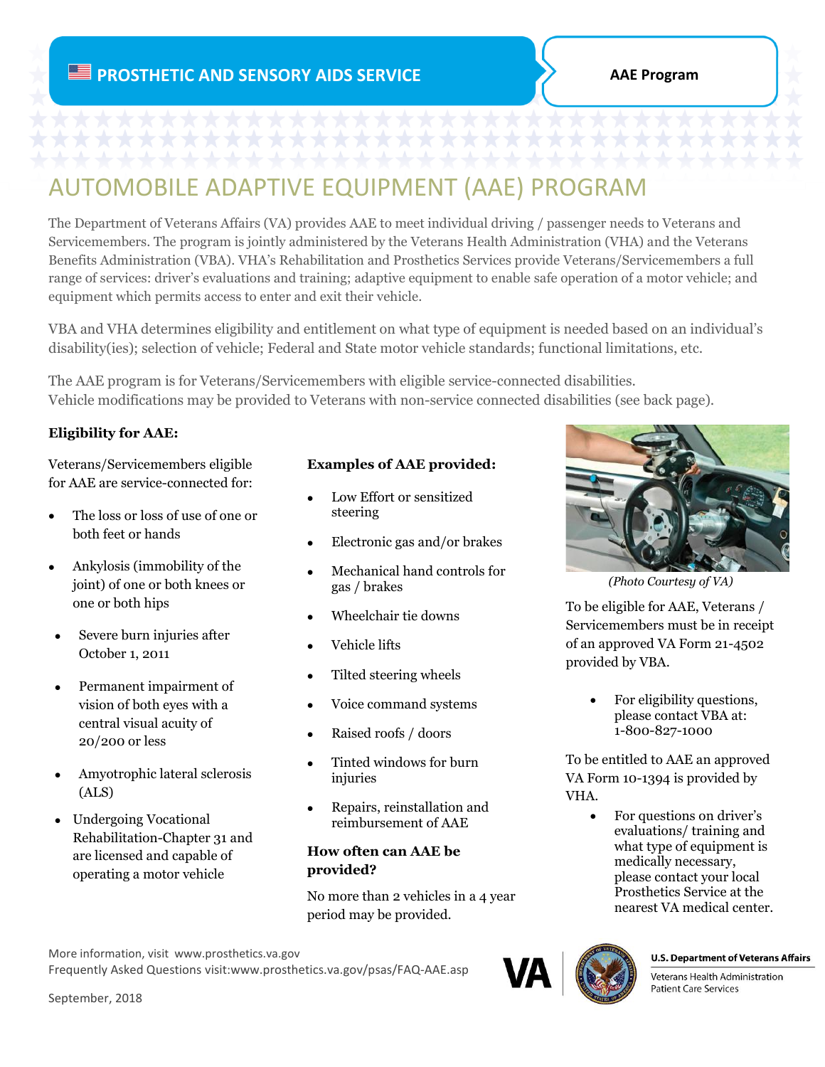**PROSTHETIC AND SENSORY AIDS SERVICE**

**AAE Program**

# AUTOMOBILE ADAPTIVE EQUIPMENT (AAE) PROGRAM

The Department of Veterans Affairs (VA) provides AAE to meet individual driving / passenger needs to Veterans and Servicemembers. The program is jointly administered by the Veterans Health Administration (VHA) and the Veterans Benefits Administration (VBA). VHA's Rehabilitation and Prosthetics Services provide Veterans/Servicemembers a full range of services: driver's evaluations and training; adaptive equipment to enable safe operation of a motor vehicle; and equipment which permits access to enter and exit their vehicle.

VBA and VHA determines eligibility and entitlement on what type of equipment is needed based on an individual's disability(ies); selection of vehicle; Federal and State motor vehicle standards; functional limitations, etc.

The AAE program is for Veterans/Servicemembers with eligible service-connected disabilities. Vehicle modifications may be provided to Veterans with non-service connected disabilities (see back page).

**Eligibility for AAE:**

Veterans/Servicemembers eligible for AAE are service-connected for:

- The loss or loss of use of one or both feet or hands
- Ankylosis (immobility of the joint) of one or both knees or one or both hips
- Severe burn injuries after October 1, 2011
- Permanent impairment of vision of both eyes with a central visual acuity of 20/200 or less
- Amyotrophic lateral sclerosis (ALS)
- Undergoing Vocational Rehabilitation-Chapter 31 and are licensed and capable of operating a motor vehicle

**Examples of AAE provided:**

- Low Effort or sensitized steering
- Electronic gas and/or brakes
- Mechanical hand controls for gas / brakes
- Wheelchair tie downs
- Vehicle lifts
- Tilted steering wheels
- Voice command systems
- Raised roofs / doors
- Tinted windows for burn injuries
- Repairs, reinstallation and reimbursement of AAE

**How often can AAE be provided?**

No more than 2 vehicles in a 4 year period may be provided.

*(Photo Courtesy of VA)*

To be eligible for AAE, Veterans / Servicemembers must be in receipt of an approved VA Form 21-4502 provided by VBA.

- For eligibility questions, please contact VBA at: 1-800-827-1000

To be entitled to AAE an approved VA Form 10-1394 is provided by VHA.

- For questions on driver's evaluations/ training and what type of equipment is medically necessary, please contact your local Prosthetics Service at the nearest VA medical center.

More information, visit www.prosthetics.va.gov
Frequently Asked Questions visit:www.prosthetics.va.gov/psas/FAQ-AAE.asp

September, 2018

**U.S. Department of Veterans Affairs**
Veterans Health Administration
Patient Care Services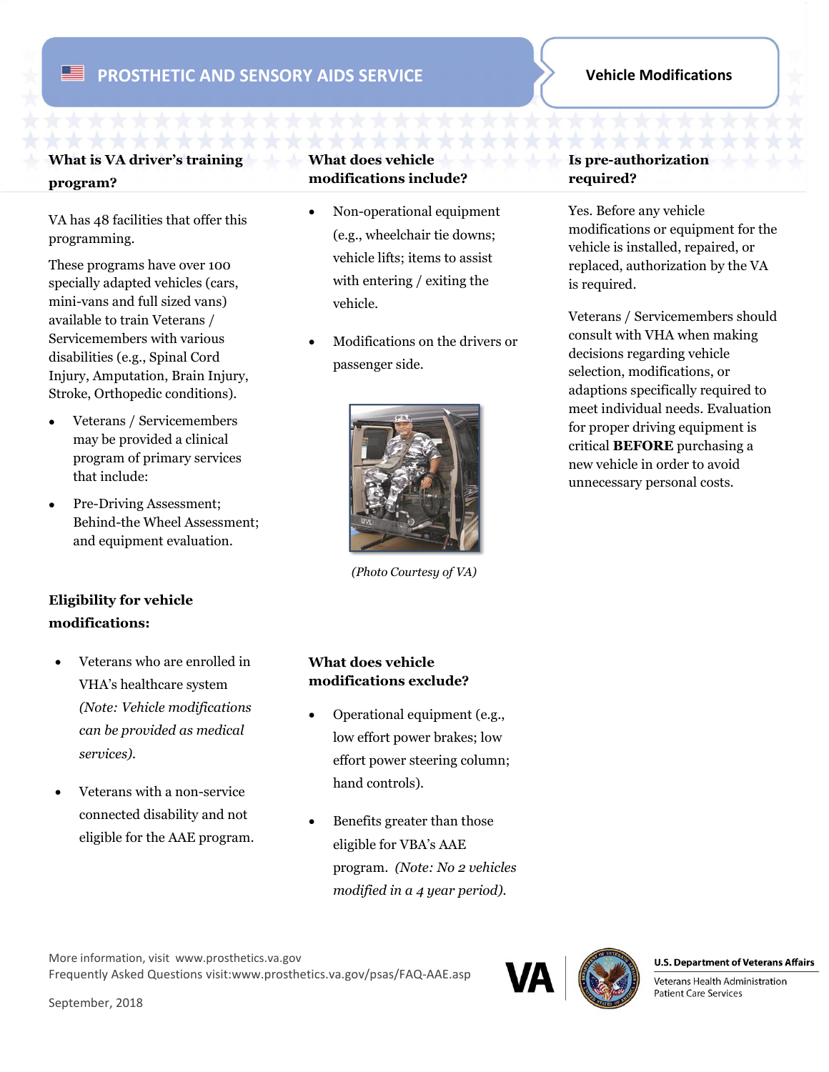PROSTHETIC AND SENSORY AIDS SERVICE

**Vehicle Modifications**

### What is VA driver's training program?

VA has 48 facilities that offer this programming.

These programs have over 100 specially adapted vehicles (cars, mini-vans and full sized vans) available to train Veterans / Servicemembers with various disabilities (e.g., Spinal Cord Injury, Amputation, Brain Injury, Stroke, Orthopedic conditions).

- Veterans / Servicemembers may be provided a clinical program of primary services that include:
- Pre-Driving Assessment; Behind-the Wheel Assessment; and equipment evaluation.

### Eligibility for vehicle modifications:

- Veterans who are enrolled in VHA's healthcare system *(Note: Vehicle modifications can be provided as medical services).*
- Veterans with a non-service connected disability and not eligible for the AAE program.

### What does vehicle modifications include?

- Non-operational equipment (e.g., wheelchair tie downs; vehicle lifts; items to assist with entering / exiting the vehicle.
- Modifications on the drivers or passenger side.

*(Photo Courtesy of VA)*

### What does vehicle modifications exclude?

- Operational equipment (e.g., low effort power brakes; low effort power steering column; hand controls).
- Benefits greater than those eligible for VBA's AAE program. *(Note: No 2 vehicles modified in a 4 year period).*

### Is pre-authorization required?

Yes. Before any vehicle modifications or equipment for the vehicle is installed, repaired, or replaced, authorization by the VA is required.

Veterans / Servicemembers should consult with VHA when making decisions regarding vehicle selection, modifications, or adaptions specifically required to meet individual needs. Evaluation for proper driving equipment is critical **BEFORE** purchasing a new vehicle in order to avoid unnecessary personal costs.

More information, visit www.prosthetics.va.gov
Frequently Asked Questions visit:www.prosthetics.va.gov/psas/FAQ-AAE.asp

September, 2018

U.S. Department of Veterans Affairs
Veterans Health Administration
Patient Care Services